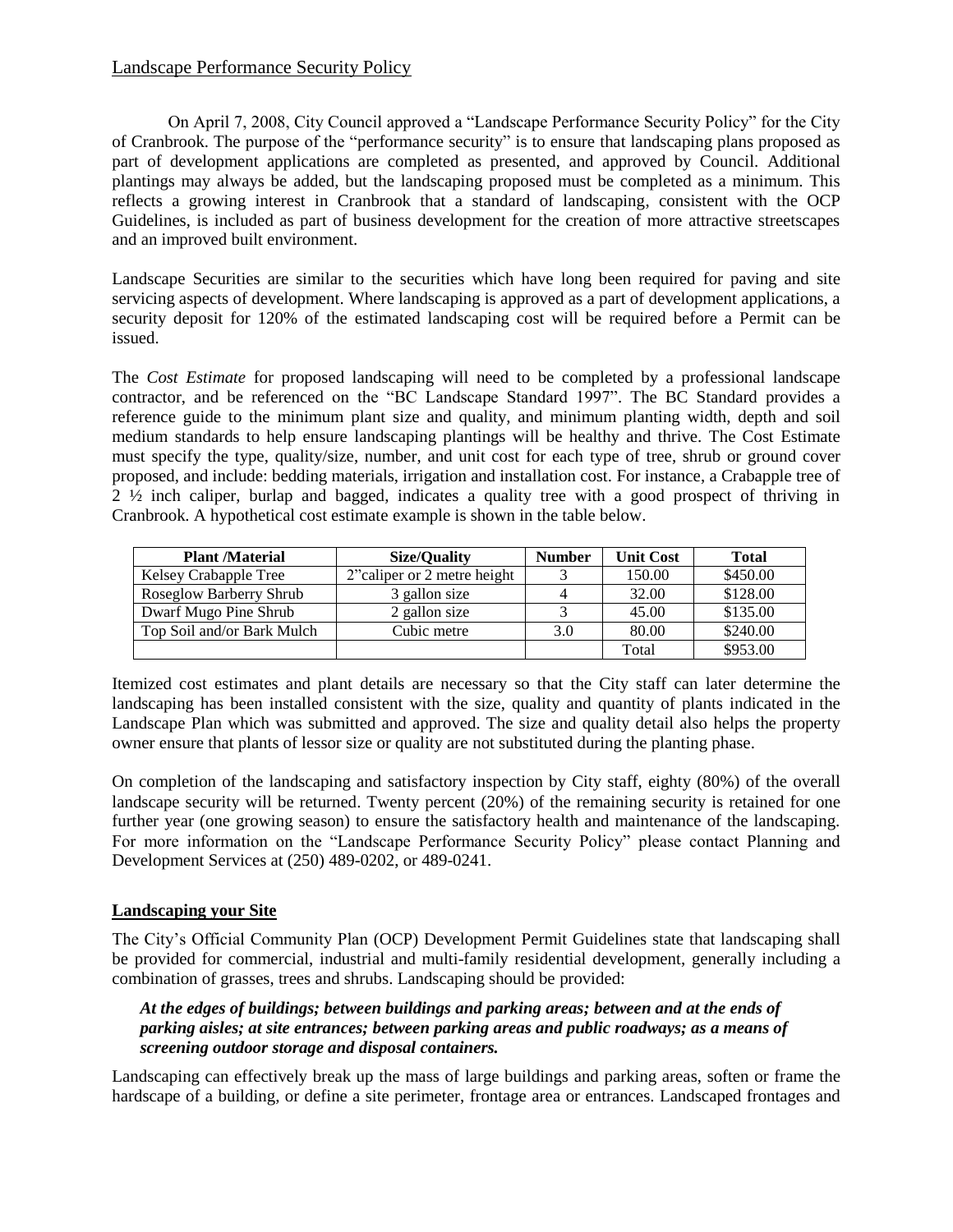## Landscape Performance Security Policy

On April 7, 2008, City Council approved a "Landscape Performance Security Policy" for the City of Cranbrook. The purpose of the "performance security" is to ensure that landscaping plans proposed as part of development applications are completed as presented, and approved by Council. Additional plantings may always be added, but the landscaping proposed must be completed as a minimum. This reflects a growing interest in Cranbrook that a standard of landscaping, consistent with the OCP Guidelines, is included as part of business development for the creation of more attractive streetscapes and an improved built environment.

Landscape Securities are similar to the securities which have long been required for paving and site servicing aspects of development. Where landscaping is approved as a part of development applications, a security deposit for 120% of the estimated landscaping cost will be required before a Permit can be issued.

The *Cost Estimate* for proposed landscaping will need to be completed by a professional landscape contractor, and be referenced on the "BC Landscape Standard 1997". The BC Standard provides a reference guide to the minimum plant size and quality, and minimum planting width, depth and soil medium standards to help ensure landscaping plantings will be healthy and thrive. The Cost Estimate must specify the type, quality/size, number, and unit cost for each type of tree, shrub or ground cover proposed, and include: bedding materials, irrigation and installation cost. For instance, a Crabapple tree of 2 ½ inch caliper, burlap and bagged, indicates a quality tree with a good prospect of thriving in Cranbrook. A hypothetical cost estimate example is shown in the table below.

| Plant /Material | Size/Quality | Number | Unit Cost | Total |
|---|---|---|---|---|
| Kelsey Crabapple Tree | 2"caliper or 2 metre height | 3 | 150.00 | \$450.00 |
| Roseglow Barberry Shrub | 3 gallon size | 4 | 32.00 | \$128.00 |
| Dwarf Mugo Pine Shrub | 2 gallon size | 3 | 45.00 | \$135.00 |
| Top Soil and/or Bark Mulch | Cubic metre | 3.0 | 80.00 | \$240.00 |
| | | | Total | \$953.00 |

Itemized cost estimates and plant details are necessary so that the City staff can later determine the landscaping has been installed consistent with the size, quality and quantity of plants indicated in the Landscape Plan which was submitted and approved. The size and quality detail also helps the property owner ensure that plants of lessor size or quality are not substituted during the planting phase.

On completion of the landscaping and satisfactory inspection by City staff, eighty (80%) of the overall landscape security will be returned. Twenty percent (20%) of the remaining security is retained for one further year (one growing season) to ensure the satisfactory health and maintenance of the landscaping. For more information on the "Landscape Performance Security Policy" please contact Planning and Development Services at (250) 489-0202, or 489-0241.

## Landscaping your Site

The City's Official Community Plan (OCP) Development Permit Guidelines state that landscaping shall be provided for commercial, industrial and multi-family residential development, generally including a combination of grasses, trees and shrubs. Landscaping should be provided:

> ***At the edges of buildings; between buildings and parking areas; between and at the ends of parking aisles; at site entrances; between parking areas and public roadways; as a means of screening outdoor storage and disposal containers.***

Landscaping can effectively break up the mass of large buildings and parking areas, soften or frame the hardscape of a building, or define a site perimeter, frontage area or entrances. Landscaped frontages and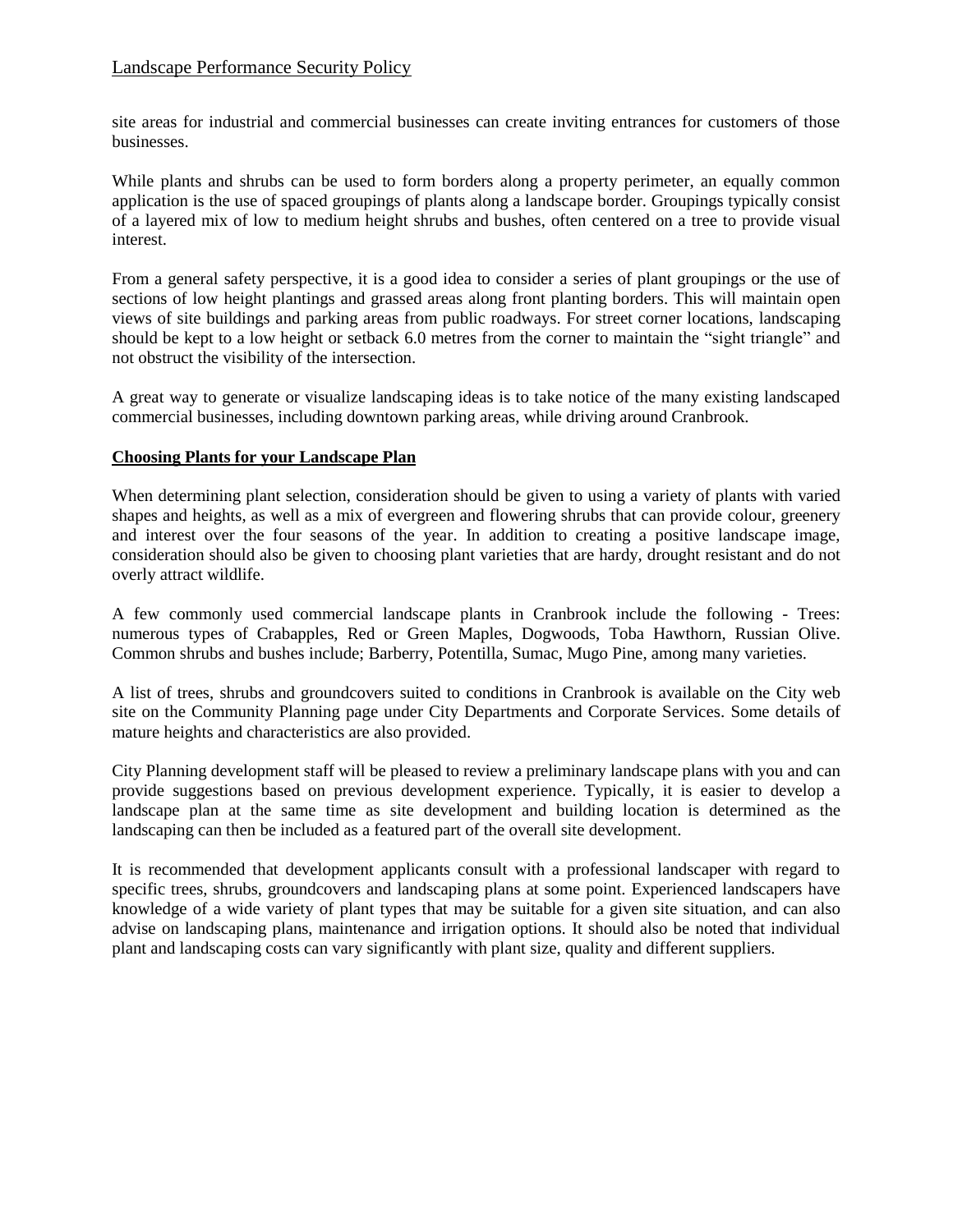site areas for industrial and commercial businesses can create inviting entrances for customers of those businesses.

While plants and shrubs can be used to form borders along a property perimeter, an equally common application is the use of spaced groupings of plants along a landscape border. Groupings typically consist of a layered mix of low to medium height shrubs and bushes, often centered on a tree to provide visual interest.

From a general safety perspective, it is a good idea to consider a series of plant groupings or the use of sections of low height plantings and grassed areas along front planting borders. This will maintain open views of site buildings and parking areas from public roadways. For street corner locations, landscaping should be kept to a low height or setback 6.0 metres from the corner to maintain the “sight triangle” and not obstruct the visibility of the intersection.

A great way to generate or visualize landscaping ideas is to take notice of the many existing landscaped commercial businesses, including downtown parking areas, while driving around Cranbrook.

## **Choosing Plants for your Landscape Plan**

When determining plant selection, consideration should be given to using a variety of plants with varied shapes and heights, as well as a mix of evergreen and flowering shrubs that can provide colour, greenery and interest over the four seasons of the year. In addition to creating a positive landscape image, consideration should also be given to choosing plant varieties that are hardy, drought resistant and do not overly attract wildlife.

A few commonly used commercial landscape plants in Cranbrook include the following - Trees: numerous types of Crabapples, Red or Green Maples, Dogwoods, Toba Hawthorn, Russian Olive. Common shrubs and bushes include; Barberry, Potentilla, Sumac, Mugo Pine, among many varieties.

A list of trees, shrubs and groundcovers suited to conditions in Cranbrook is available on the City web site on the Community Planning page under City Departments and Corporate Services. Some details of mature heights and characteristics are also provided.

City Planning development staff will be pleased to review a preliminary landscape plans with you and can provide suggestions based on previous development experience. Typically, it is easier to develop a landscape plan at the same time as site development and building location is determined as the landscaping can then be included as a featured part of the overall site development.

It is recommended that development applicants consult with a professional landscaper with regard to specific trees, shrubs, groundcovers and landscaping plans at some point. Experienced landscapers have knowledge of a wide variety of plant types that may be suitable for a given site situation, and can also advise on landscaping plans, maintenance and irrigation options. It should also be noted that individual plant and landscaping costs can vary significantly with plant size, quality and different suppliers.